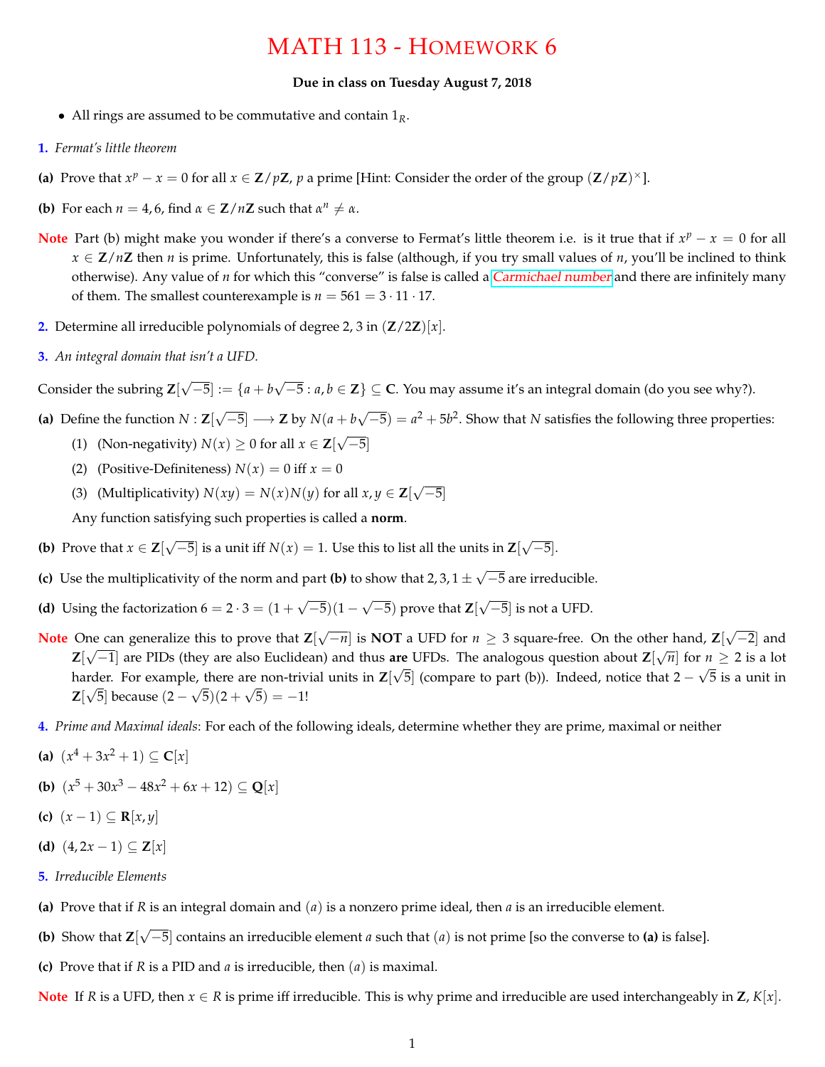# MATH 113 - HOMEWORK 6

**Due in class on Tuesday August 7, 2018**

- All rings are assumed to be commutative and contain $1_R$.

**1.** *Fermat's little theorem*

**(a)** Prove that $x^p - x = 0$ for all $x \in \mathbf{Z}/p\mathbf{Z}$, $p$ a prime [Hint: Consider the order of the group $(\mathbf{Z}/p\mathbf{Z})^\times$].

**(b)** For each $n = 4, 6$, find $\alpha \in \mathbf{Z}/n\mathbf{Z}$ such that $\alpha^n \neq \alpha$.

**Note** Part (b) might make you wonder if there's a converse to Fermat's little theorem i.e. is it true that if $x^p - x = 0$ for all $x \in \mathbf{Z}/n\mathbf{Z}$ then $n$ is prime. Unfortunately, this is false (although, if you try small values of $n$, you'll be inclined to think otherwise). Any value of $n$ for which this "converse" is false is called a *Carmichael number* and there are infinitely many of them. The smallest counterexample is $n = 561 = 3 \cdot 11 \cdot 17$.

**2.** Determine all irreducible polynomials of degree 2, 3 in $(\mathbf{Z}/2\mathbf{Z})[x]$.

**3.** *An integral domain that isn't a UFD.*

Consider the subring $\mathbf{Z}[\sqrt{-5}] := \{a + b\sqrt{-5} : a, b \in \mathbf{Z}\} \subseteq \mathbf{C}$. You may assume it's an integral domain (do you see why?).

**(a)** Define the function $N : \mathbf{Z}[\sqrt{-5}] \longrightarrow \mathbf{Z}$ by $N(a + b\sqrt{-5}) = a^2 + 5b^2$. Show that $N$ satisfies the following three properties:

(1) (Non-negativity) $N(x) \geq 0$ for all $x \in \mathbf{Z}[\sqrt{-5}]$

(2) (Positive-Definiteness) $N(x) = 0$ iff $x = 0$

(3) (Multiplicativity) $N(xy) = N(x)N(y)$ for all $x, y \in \mathbf{Z}[\sqrt{-5}]$

Any function satisfying such properties is called a **norm**.

**(b)** Prove that $x \in \mathbf{Z}[\sqrt{-5}]$ is a unit iff $N(x) = 1$. Use this to list all the units in $\mathbf{Z}[\sqrt{-5}]$.

**(c)** Use the multiplicativity of the norm and part **(b)** to show that $2, 3, 1 \pm \sqrt{-5}$ are irreducible.

**(d)** Using the factorization $6 = 2 \cdot 3 = (1 + \sqrt{-5})(1 - \sqrt{-5})$ prove that $\mathbf{Z}[\sqrt{-5}]$ is not a UFD.

**Note** One can generalize this to prove that $\mathbf{Z}[\sqrt{-n}]$ is **NOT** a UFD for $n \geq 3$ square-free. On the other hand, $\mathbf{Z}[\sqrt{-2}]$ and $\mathbf{Z}[\sqrt{-1}]$ are PIDs (they are also Euclidean) and thus **are** UFDs. The analogous question about $\mathbf{Z}[\sqrt{n}]$ for $n \geq 2$ is a lot harder. For example, there are non-trivial units in $\mathbf{Z}[\sqrt{5}]$ (compare to part (b)). Indeed, notice that $2 - \sqrt{5}$ is a unit in $\mathbf{Z}[\sqrt{5}]$ because $(2 - \sqrt{5})(2 + \sqrt{5}) = -1$!

**4.** *Prime and Maximal ideals*: For each of the following ideals, determine whether they are prime, maximal or neither

**(a)** $(x^4 + 3x^2 + 1) \subseteq \mathbf{C}[x]$

**(b)** $(x^5 + 30x^3 - 48x^2 + 6x + 12) \subseteq \mathbf{Q}[x]$

**(c)** $(x - 1) \subseteq \mathbf{R}[x, y]$

**(d)** $(4, 2x - 1) \subseteq \mathbf{Z}[x]$

**5.** *Irreducible Elements*

**(a)** Prove that if $R$ is an integral domain and $(a)$ is a nonzero prime ideal, then $a$ is an irreducible element.

**(b)** Show that $\mathbf{Z}[\sqrt{-5}]$ contains an irreducible element $a$ such that $(a)$ is not prime [so the converse to **(a)** is false].

**(c)** Prove that if $R$ is a PID and $a$ is irreducible, then $(a)$ is maximal.

**Note** If $R$ is a UFD, then $x \in R$ is prime iff irreducible. This is why prime and irreducible are used interchangeably in $\mathbf{Z}$, $K[x]$.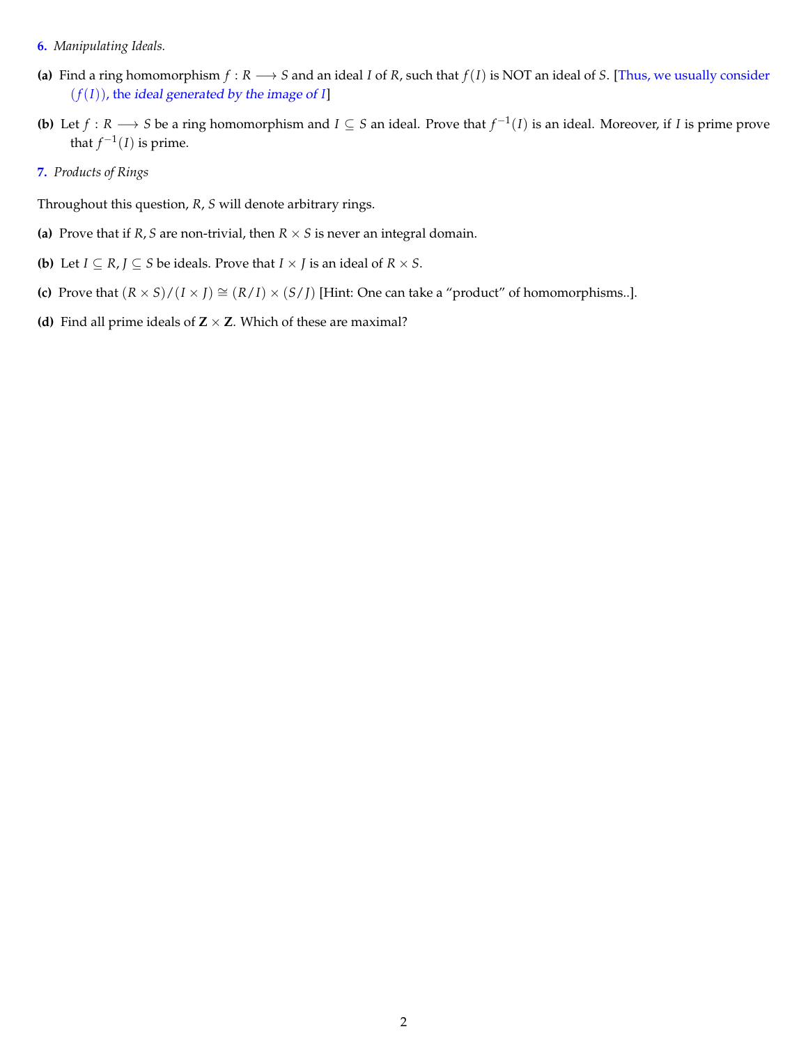**6.** *Manipulating Ideals.*

**(a)** Find a ring homomorphism $f : R \longrightarrow S$ and an ideal $I$ of $R$, such that $f(I)$ is NOT an ideal of $S$. [Thus, we usually consider $(f(I))$, the *ideal generated by the image of I*]

**(b)** Let $f : R \longrightarrow S$ be a ring homomorphism and $I \subseteq S$ an ideal. Prove that $f^{-1}(I)$ is an ideal. Moreover, if $I$ is prime prove that $f^{-1}(I)$ is prime.

**7.** *Products of Rings*

Throughout this question, $R, S$ will denote arbitrary rings.

**(a)** Prove that if $R, S$ are non-trivial, then $R \times S$ is never an integral domain.

**(b)** Let $I \subseteq R, J \subseteq S$ be ideals. Prove that $I \times J$ is an ideal of $R \times S$.

**(c)** Prove that $(R \times S)/(I \times J) \cong (R/I) \times (S/J)$ [Hint: One can take a "product" of homomorphisms..].

**(d)** Find all prime ideals of $\mathbf{Z} \times \mathbf{Z}$. Which of these are maximal?